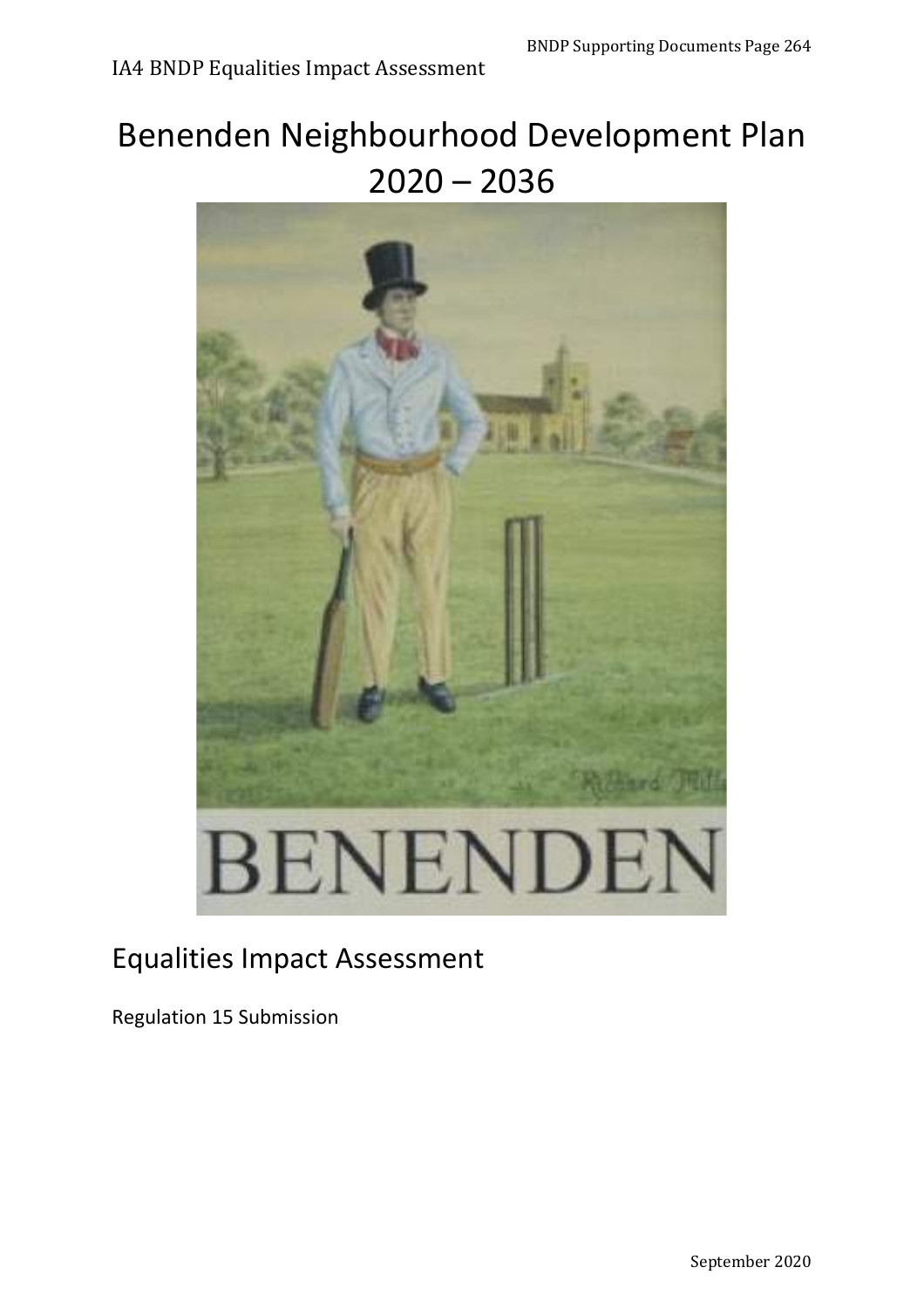# Benenden Neighbourhood Development Plan 2020 – 2036

## Equalities Impact Assessment

Regulation 15 Submission

September 2020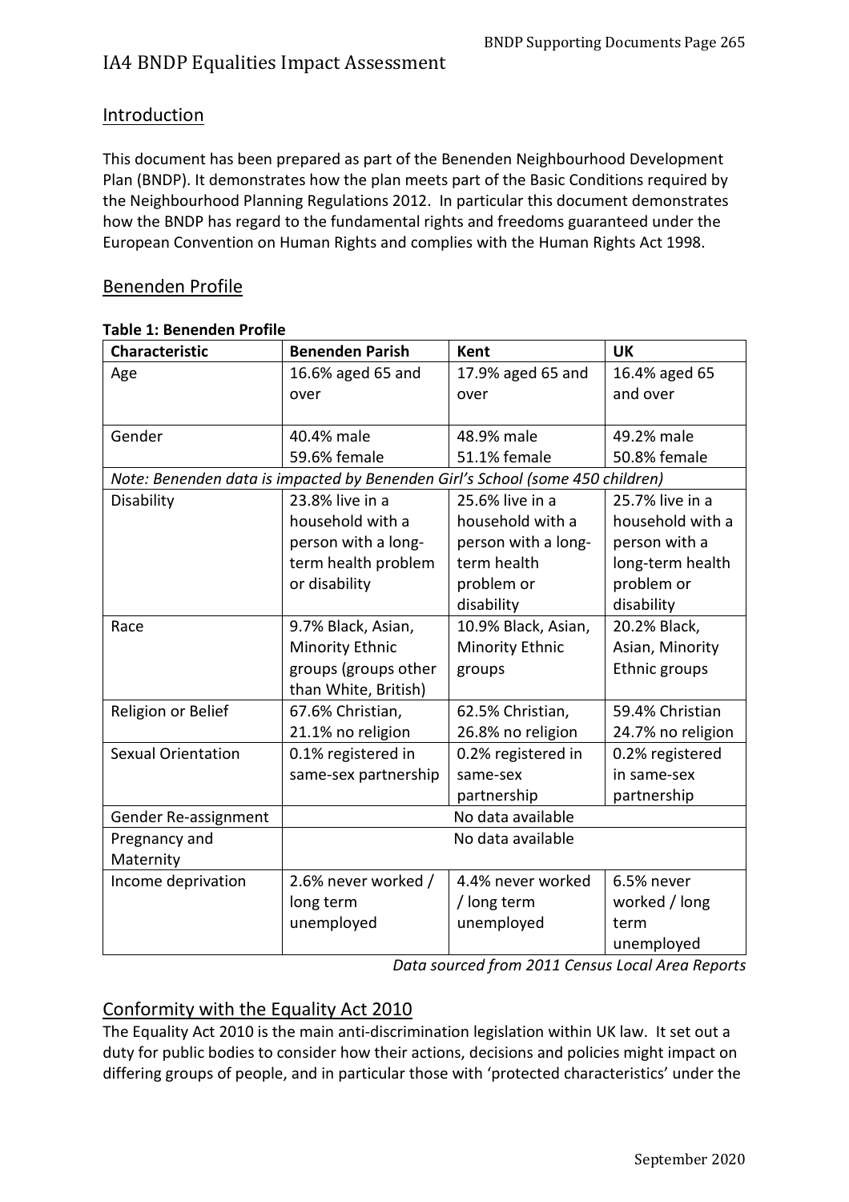# IA4 BNDP Equalities Impact Assessment

## Introduction

This document has been prepared as part of the Benenden Neighbourhood Development Plan (BNDP). It demonstrates how the plan meets part of the Basic Conditions required by the Neighbourhood Planning Regulations 2012. In particular this document demonstrates how the BNDP has regard to the fundamental rights and freedoms guaranteed under the European Convention on Human Rights and complies with the Human Rights Act 1998.

## Benenden Profile

**Table 1: Benenden Profile**

| Characteristic | Benenden Parish | Kent | UK |
|---|---|---|---|
| Age | 16.6% aged 65 and over | 17.9% aged 65 and over | 16.4% aged 65 and over |
| Gender | 40.4% male<br>59.6% female | 48.9% male<br>51.1% female | 49.2% male<br>50.8% female |
| *Note: Benenden data is impacted by Benenden Girl's School (some 450 children)* | | | |
| Disability | 23.8% live in a household with a person with a long-term health problem or disability | 25.6% live in a household with a person with a long-term health problem or disability | 25.7% live in a household with a person with a long-term health problem or disability |
| Race | 9.7% Black, Asian, Minority Ethnic groups (groups other than White, British) | 10.9% Black, Asian, Minority Ethnic groups | 20.2% Black, Asian, Minority Ethnic groups |
| Religion or Belief | 67.6% Christian, 21.1% no religion | 62.5% Christian, 26.8% no religion | 59.4% Christian 24.7% no religion |
| Sexual Orientation | 0.1% registered in same-sex partnership | 0.2% registered in same-sex partnership | 0.2% registered in same-sex partnership |
| Gender Re-assignment | No data available | | |
| Pregnancy and Maternity | No data available | | |
| Income deprivation | 2.6% never worked / long term unemployed | 4.4% never worked / long term unemployed | 6.5% never worked / long term unemployed |

*Data sourced from 2011 Census Local Area Reports*

## Conformity with the Equality Act 2010

The Equality Act 2010 is the main anti-discrimination legislation within UK law. It set out a duty for public bodies to consider how their actions, decisions and policies might impact on differing groups of people, and in particular those with 'protected characteristics' under the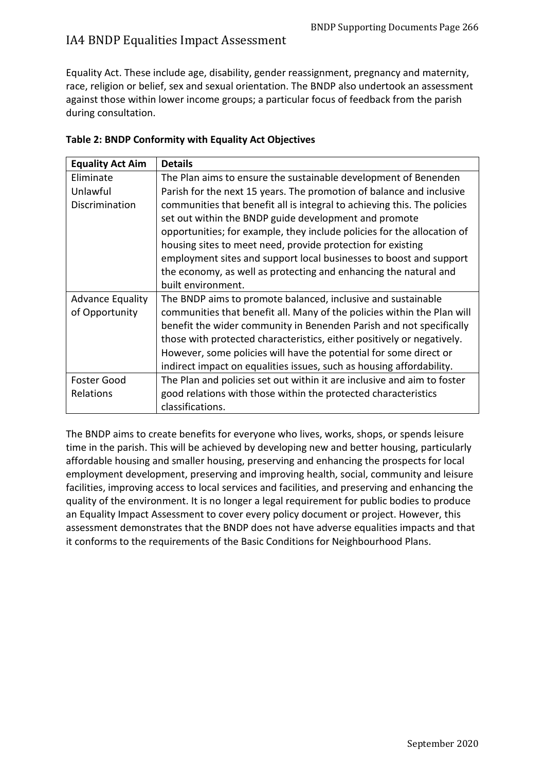Equality Act. These include age, disability, gender reassignment, pregnancy and maternity, race, religion or belief, sex and sexual orientation. The BNDP also undertook an assessment against those within lower income groups; a particular focus of feedback from the parish during consultation.

**Table 2: BNDP Conformity with Equality Act Objectives**

| Equality Act Aim | Details |
|---|---|
| Eliminate Unlawful Discrimination | The Plan aims to ensure the sustainable development of Benenden Parish for the next 15 years. The promotion of balance and inclusive communities that benefit all is integral to achieving this. The policies set out within the BNDP guide development and promote opportunities; for example, they include policies for the allocation of housing sites to meet need, provide protection for existing employment sites and support local businesses to boost and support the economy, as well as protecting and enhancing the natural and built environment. |
| Advance Equality of Opportunity | The BNDP aims to promote balanced, inclusive and sustainable communities that benefit all. Many of the policies within the Plan will benefit the wider community in Benenden Parish and not specifically those with protected characteristics, either positively or negatively. However, some policies will have the potential for some direct or indirect impact on equalities issues, such as housing affordability. |
| Foster Good Relations | The Plan and policies set out within it are inclusive and aim to foster good relations with those within the protected characteristics classifications. |

The BNDP aims to create benefits for everyone who lives, works, shops, or spends leisure time in the parish. This will be achieved by developing new and better housing, particularly affordable housing and smaller housing, preserving and enhancing the prospects for local employment development, preserving and improving health, social, community and leisure facilities, improving access to local services and facilities, and preserving and enhancing the quality of the environment. It is no longer a legal requirement for public bodies to produce an Equality Impact Assessment to cover every policy document or project. However, this assessment demonstrates that the BNDP does not have adverse equalities impacts and that it conforms to the requirements of the Basic Conditions for Neighbourhood Plans.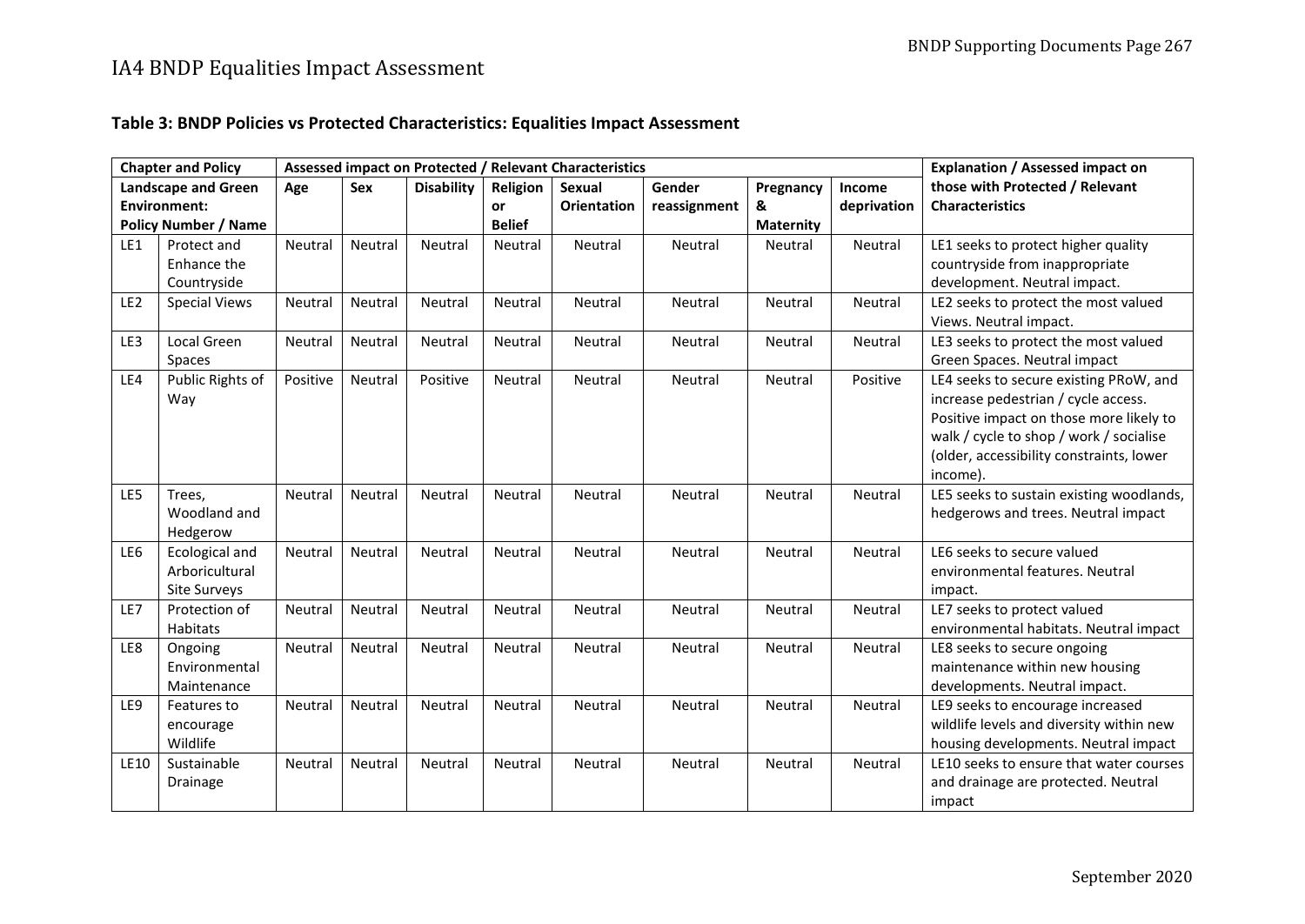# IA4 BNDP Equalities Impact Assessment

### Table 3: BNDP Policies vs Protected Characteristics: Equalities Impact Assessment

| Chapter and Policy | | Assessed impact on Protected / Relevant Characteristics | | | | | | | | Explanation / Assessed impact on those with Protected / Relevant Characteristics |
|---|---|---|---|---|---|---|---|---|---|---|
| **Landscape and Green Environment: Policy Number / Name** | | **Age** | **Sex** | **Disability** | **Religion or Belief** | **Sexual Orientation** | **Gender reassignment** | **Pregnancy & Maternity** | **Income deprivation** | |
| LE1 | Protect and Enhance the Countryside | Neutral | Neutral | Neutral | Neutral | Neutral | Neutral | Neutral | Neutral | LE1 seeks to protect higher quality countryside from inappropriate development. Neutral impact. |
| LE2 | Special Views | Neutral | Neutral | Neutral | Neutral | Neutral | Neutral | Neutral | Neutral | LE2 seeks to protect the most valued Views. Neutral impact. |
| LE3 | Local Green Spaces | Neutral | Neutral | Neutral | Neutral | Neutral | Neutral | Neutral | Neutral | LE3 seeks to protect the most valued Green Spaces. Neutral impact |
| LE4 | Public Rights of Way | Positive | Neutral | Positive | Neutral | Neutral | Neutral | Neutral | Positive | LE4 seeks to secure existing PRoW, and increase pedestrian / cycle access. Positive impact on those more likely to walk / cycle to shop / work / socialise (older, accessibility constraints, lower income). |
| LE5 | Trees, Woodland and Hedgerow | Neutral | Neutral | Neutral | Neutral | Neutral | Neutral | Neutral | Neutral | LE5 seeks to sustain existing woodlands, hedgerows and trees. Neutral impact |
| LE6 | Ecological and Arboricultural Site Surveys | Neutral | Neutral | Neutral | Neutral | Neutral | Neutral | Neutral | Neutral | LE6 seeks to secure valued environmental features. Neutral impact. |
| LE7 | Protection of Habitats | Neutral | Neutral | Neutral | Neutral | Neutral | Neutral | Neutral | Neutral | LE7 seeks to protect valued environmental habitats. Neutral impact |
| LE8 | Ongoing Environmental Maintenance | Neutral | Neutral | Neutral | Neutral | Neutral | Neutral | Neutral | Neutral | LE8 seeks to secure ongoing maintenance within new housing developments. Neutral impact. |
| LE9 | Features to encourage Wildlife | Neutral | Neutral | Neutral | Neutral | Neutral | Neutral | Neutral | Neutral | LE9 seeks to encourage increased wildlife levels and diversity within new housing developments. Neutral impact |
| LE10 | Sustainable Drainage | Neutral | Neutral | Neutral | Neutral | Neutral | Neutral | Neutral | Neutral | LE10 seeks to ensure that water courses and drainage are protected. Neutral impact |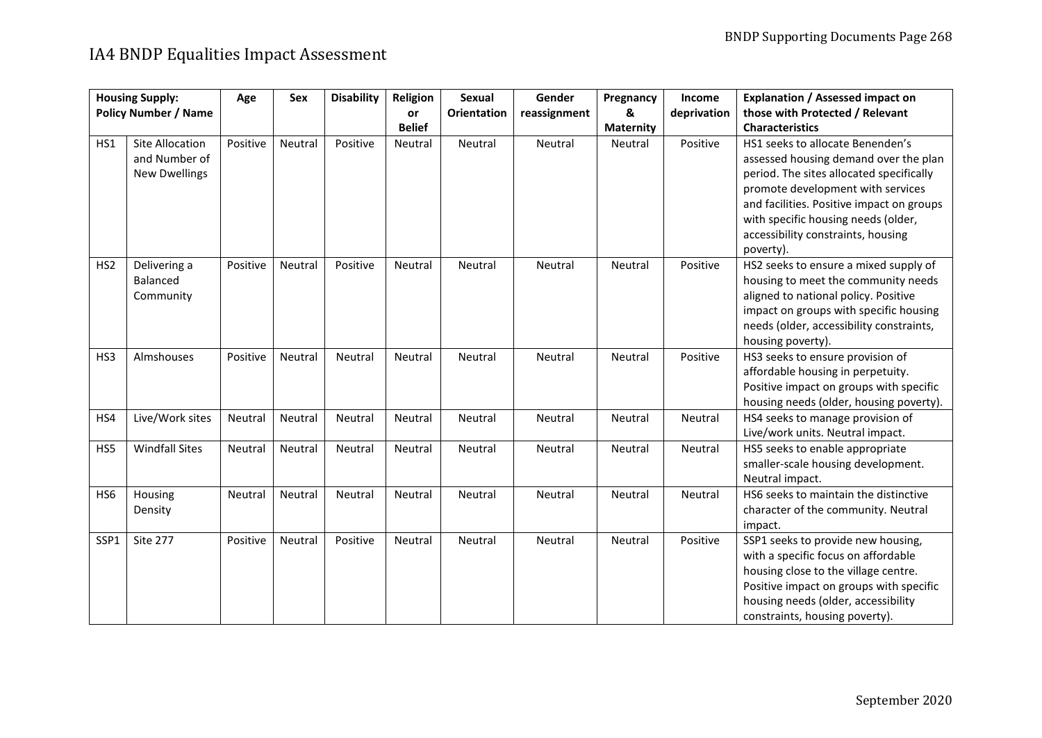# IA4 BNDP Equalities Impact Assessment

| Housing Supply: Policy Number / Name | | Age | Sex | Disability | Religion or Belief | Sexual Orientation | Gender reassignment | Pregnancy & Maternity | Income deprivation | Explanation / Assessed impact on those with Protected / Relevant Characteristics |
|---|---|---|---|---|---|---|---|---|---|---|
| HS1 | Site Allocation and Number of New Dwellings | Positive | Neutral | Positive | Neutral | Neutral | Neutral | Neutral | Positive | HS1 seeks to allocate Benenden's assessed housing demand over the plan period. The sites allocated specifically promote development with services and facilities. Positive impact on groups with specific housing needs (older, accessibility constraints, housing poverty). |
| HS2 | Delivering a Balanced Community | Positive | Neutral | Positive | Neutral | Neutral | Neutral | Neutral | Positive | HS2 seeks to ensure a mixed supply of housing to meet the community needs aligned to national policy. Positive impact on groups with specific housing needs (older, accessibility constraints, housing poverty). |
| HS3 | Almshouses | Positive | Neutral | Neutral | Neutral | Neutral | Neutral | Neutral | Positive | HS3 seeks to ensure provision of affordable housing in perpetuity. Positive impact on groups with specific housing needs (older, housing poverty). |
| HS4 | Live/Work sites | Neutral | Neutral | Neutral | Neutral | Neutral | Neutral | Neutral | Neutral | HS4 seeks to manage provision of Live/work units. Neutral impact. |
| HS5 | Windfall Sites | Neutral | Neutral | Neutral | Neutral | Neutral | Neutral | Neutral | Neutral | HS5 seeks to enable appropriate smaller-scale housing development. Neutral impact. |
| HS6 | Housing Density | Neutral | Neutral | Neutral | Neutral | Neutral | Neutral | Neutral | Neutral | HS6 seeks to maintain the distinctive character of the community. Neutral impact. |
| SSP1 | Site 277 | Positive | Neutral | Positive | Neutral | Neutral | Neutral | Neutral | Positive | SSP1 seeks to provide new housing, with a specific focus on affordable housing close to the village centre. Positive impact on groups with specific housing needs (older, accessibility constraints, housing poverty). |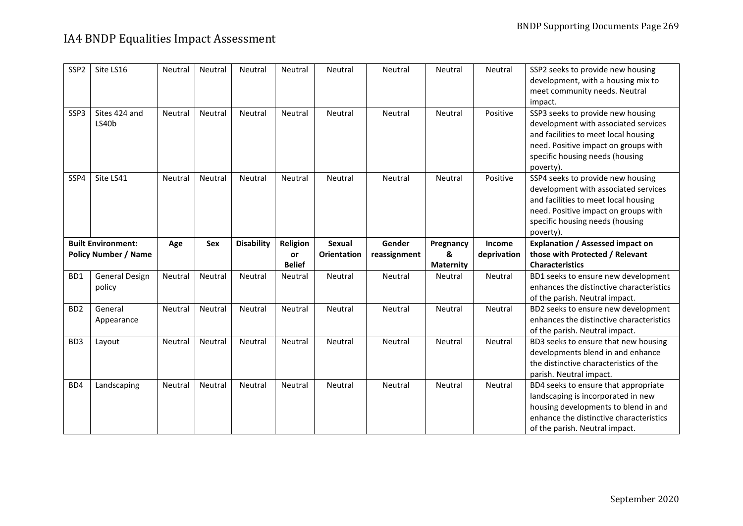# IA4 BNDP Equalities Impact Assessment

| | | Age | Sex | Disability | Religion or Belief | Sexual Orientation | Gender reassignment | Pregnancy & Maternity | Income deprivation | Explanation / Assessed impact on those with Protected / Relevant Characteristics |
|---|---|---|---|---|---|---|---|---|---|---|
| SSP2 | Site LS16 | Neutral | Neutral | Neutral | Neutral | Neutral | Neutral | Neutral | Neutral | SSP2 seeks to provide new housing development, with a housing mix to meet community needs. Neutral impact. |
| SSP3 | Sites 424 and LS40b | Neutral | Neutral | Neutral | Neutral | Neutral | Neutral | Neutral | Positive | SSP3 seeks to provide new housing development with associated services and facilities to meet local housing need. Positive impact on groups with specific housing needs (housing poverty). |
| SSP4 | Site LS41 | Neutral | Neutral | Neutral | Neutral | Neutral | Neutral | Neutral | Positive | SSP4 seeks to provide new housing development with associated services and facilities to meet local housing need. Positive impact on groups with specific housing needs (housing poverty). |
| **Built Environment: Policy Number / Name** | | **Age** | **Sex** | **Disability** | **Religion or Belief** | **Sexual Orientation** | **Gender reassignment** | **Pregnancy & Maternity** | **Income deprivation** | **Explanation / Assessed impact on those with Protected / Relevant Characteristics** |
| BD1 | General Design policy | Neutral | Neutral | Neutral | Neutral | Neutral | Neutral | Neutral | Neutral | BD1 seeks to ensure new development enhances the distinctive characteristics of the parish. Neutral impact. |
| BD2 | General Appearance | Neutral | Neutral | Neutral | Neutral | Neutral | Neutral | Neutral | Neutral | BD2 seeks to ensure new development enhances the distinctive characteristics of the parish. Neutral impact. |
| BD3 | Layout | Neutral | Neutral | Neutral | Neutral | Neutral | Neutral | Neutral | Neutral | BD3 seeks to ensure that new housing developments blend in and enhance the distinctive characteristics of the parish. Neutral impact. |
| BD4 | Landscaping | Neutral | Neutral | Neutral | Neutral | Neutral | Neutral | Neutral | Neutral | BD4 seeks to ensure that appropriate landscaping is incorporated in new housing developments to blend in and enhance the distinctive characteristics of the parish. Neutral impact. |

September 2020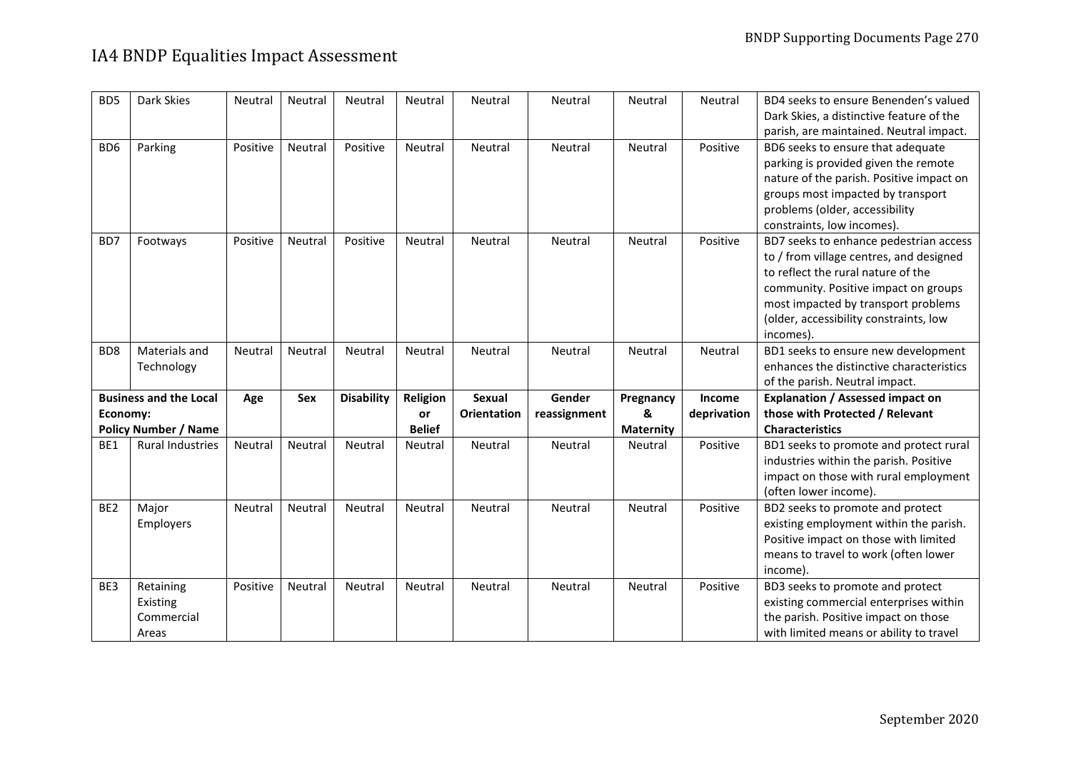# IA4 BNDP Equalities Impact Assessment

| | | Age | Sex | Disability | Religion or Belief | Sexual Orientation | Gender reassignment | Pregnancy & Maternity | Income deprivation | Explanation / Assessed impact on those with Protected / Relevant Characteristics |
|---|---|---|---|---|---|---|---|---|---|---|
| BD5 | Dark Skies | Neutral | Neutral | Neutral | Neutral | Neutral | Neutral | Neutral | Neutral | BD4 seeks to ensure Benenden's valued Dark Skies, a distinctive feature of the parish, are maintained. Neutral impact. |
| BD6 | Parking | Positive | Neutral | Positive | Neutral | Neutral | Neutral | Neutral | Positive | BD6 seeks to ensure that adequate parking is provided given the remote nature of the parish. Positive impact on groups most impacted by transport problems (older, accessibility constraints, low incomes). |
| BD7 | Footways | Positive | Neutral | Positive | Neutral | Neutral | Neutral | Neutral | Positive | BD7 seeks to enhance pedestrian access to / from village centres, and designed to reflect the rural nature of the community. Positive impact on groups most impacted by transport problems (older, accessibility constraints, low incomes). |
| BD8 | Materials and Technology | Neutral | Neutral | Neutral | Neutral | Neutral | Neutral | Neutral | Neutral | BD1 seeks to ensure new development enhances the distinctive characteristics of the parish. Neutral impact. |
| **Business and the Local Economy: Policy Number / Name** | | **Age** | **Sex** | **Disability** | **Religion or Belief** | **Sexual Orientation** | **Gender reassignment** | **Pregnancy & Maternity** | **Income deprivation** | **Explanation / Assessed impact on those with Protected / Relevant Characteristics** |
| BE1 | Rural Industries | Neutral | Neutral | Neutral | Neutral | Neutral | Neutral | Neutral | Positive | BD1 seeks to promote and protect rural industries within the parish. Positive impact on those with rural employment (often lower income). |
| BE2 | Major Employers | Neutral | Neutral | Neutral | Neutral | Neutral | Neutral | Neutral | Positive | BD2 seeks to promote and protect existing employment within the parish. Positive impact on those with limited means to travel to work (often lower income). |
| BE3 | Retaining Existing Commercial Areas | Positive | Neutral | Neutral | Neutral | Neutral | Neutral | Neutral | Positive | BD3 seeks to promote and protect existing commercial enterprises within the parish. Positive impact on those with limited means or ability to travel |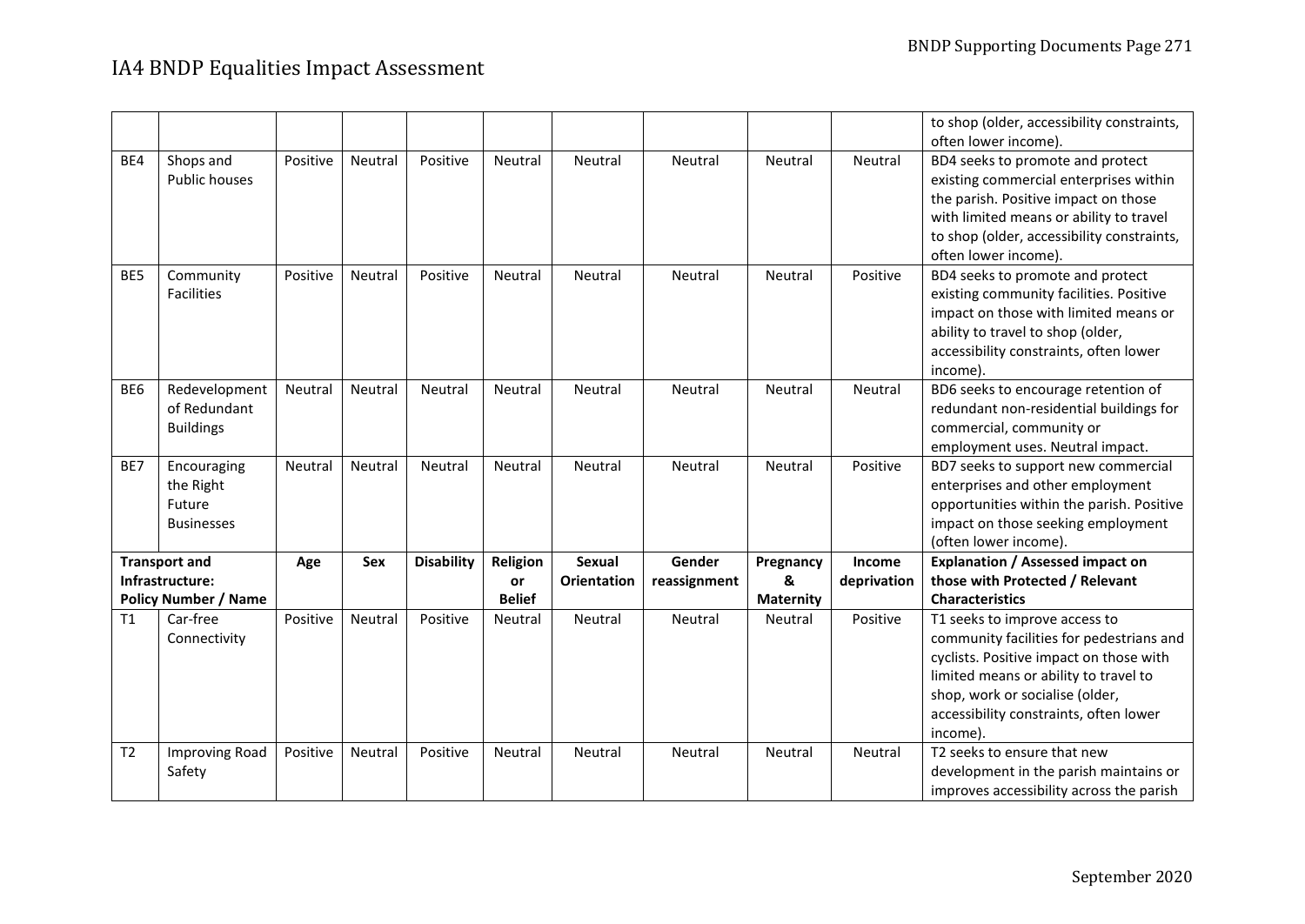# IA4 BNDP Equalities Impact Assessment

| | | | | | | | | | | |
|---|---|---|---|---|---|---|---|---|---|---|
| | | | | | | | | | | to shop (older, accessibility constraints, often lower income). |
| BE4 | Shops and Public houses | Positive | Neutral | Positive | Neutral | Neutral | Neutral | Neutral | Neutral | BD4 seeks to promote and protect existing commercial enterprises within the parish. Positive impact on those with limited means or ability to travel to shop (older, accessibility constraints, often lower income). |
| BE5 | Community Facilities | Positive | Neutral | Positive | Neutral | Neutral | Neutral | Neutral | Positive | BD4 seeks to promote and protect existing community facilities. Positive impact on those with limited means or ability to travel to shop (older, accessibility constraints, often lower income). |
| BE6 | Redevelopment of Redundant Buildings | Neutral | Neutral | Neutral | Neutral | Neutral | Neutral | Neutral | Neutral | BD6 seeks to encourage retention of redundant non-residential buildings for commercial, community or employment uses. Neutral impact. |
| BE7 | Encouraging the Right Future Businesses | Neutral | Neutral | Neutral | Neutral | Neutral | Neutral | Neutral | Positive | BD7 seeks to support new commercial enterprises and other employment opportunities within the parish. Positive impact on those seeking employment (often lower income). |
| **Transport and Infrastructure: Policy Number / Name** | | **Age** | **Sex** | **Disability** | **Religion or Belief** | **Sexual Orientation** | **Gender reassignment** | **Pregnancy & Maternity** | **Income deprivation** | **Explanation / Assessed impact on those with Protected / Relevant Characteristics** |
| T1 | Car-free Connectivity | Positive | Neutral | Positive | Neutral | Neutral | Neutral | Neutral | Positive | T1 seeks to improve access to community facilities for pedestrians and cyclists. Positive impact on those with limited means or ability to travel to shop, work or socialise (older, accessibility constraints, often lower income). |
| T2 | Improving Road Safety | Positive | Neutral | Positive | Neutral | Neutral | Neutral | Neutral | Neutral | T2 seeks to ensure that new development in the parish maintains or improves accessibility across the parish |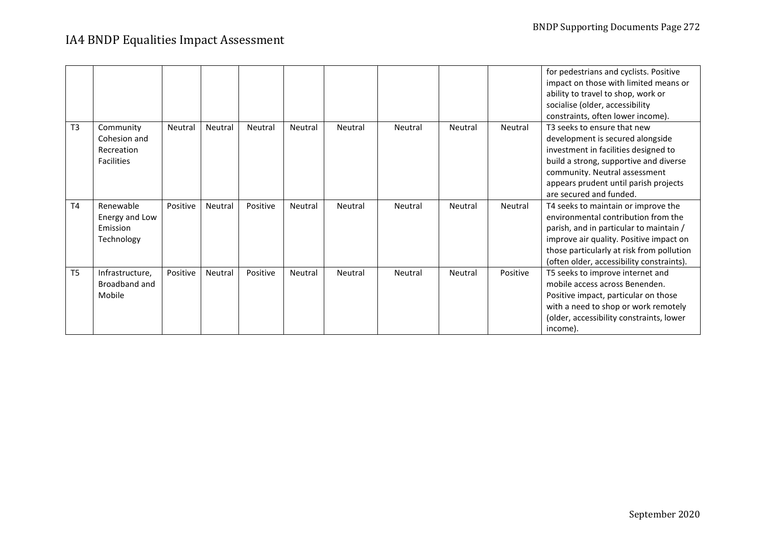# IA4 BNDP Equalities Impact Assessment

| | | | | | | | | | | |
|---|---|---|---|---|---|---|---|---|---|---|
| | | | | | | | | | | for pedestrians and cyclists. Positive impact on those with limited means or ability to travel to shop, work or socialise (older, accessibility constraints, often lower income). |
| T3 | Community Cohesion and Recreation Facilities | Neutral | Neutral | Neutral | Neutral | Neutral | Neutral | Neutral | Neutral | T3 seeks to ensure that new development is secured alongside investment in facilities designed to build a strong, supportive and diverse community. Neutral assessment appears prudent until parish projects are secured and funded. |
| T4 | Renewable Energy and Low Emission Technology | Positive | Neutral | Positive | Neutral | Neutral | Neutral | Neutral | Neutral | T4 seeks to maintain or improve the environmental contribution from the parish, and in particular to maintain / improve air quality. Positive impact on those particularly at risk from pollution (often older, accessibility constraints). |
| T5 | Infrastructure, Broadband and Mobile | Positive | Neutral | Positive | Neutral | Neutral | Neutral | Neutral | Positive | T5 seeks to improve internet and mobile access across Benenden. Positive impact, particular on those with a need to shop or work remotely (older, accessibility constraints, lower income). |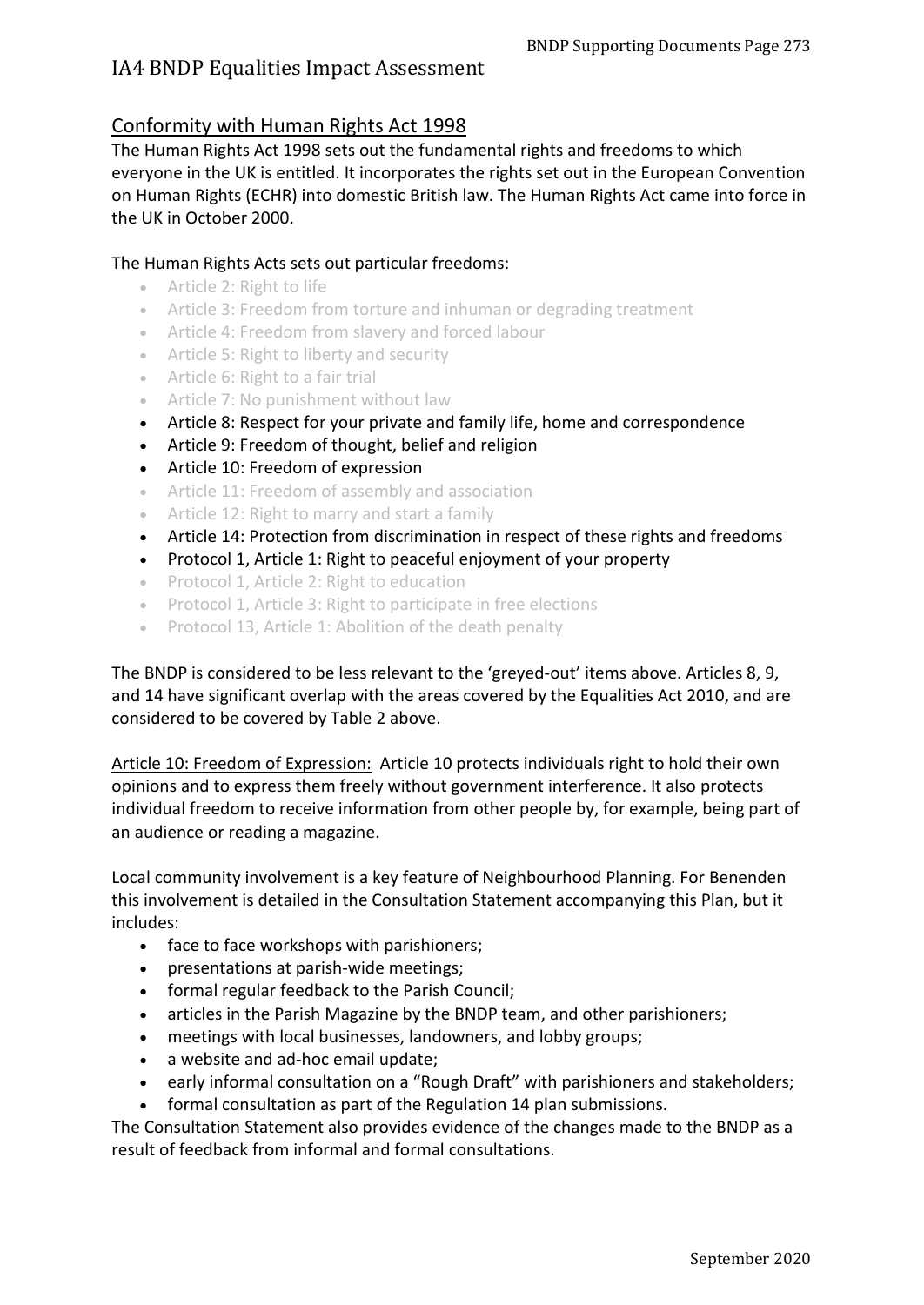# IA4 BNDP Equalities Impact Assessment

## Conformity with Human Rights Act 1998

The Human Rights Act 1998 sets out the fundamental rights and freedoms to which everyone in the UK is entitled. It incorporates the rights set out in the European Convention on Human Rights (ECHR) into domestic British law. The Human Rights Act came into force in the UK in October 2000.

The Human Rights Acts sets out particular freedoms:

- Article 2: Right to life
- Article 3: Freedom from torture and inhuman or degrading treatment
- Article 4: Freedom from slavery and forced labour
- Article 5: Right to liberty and security
- Article 6: Right to a fair trial
- Article 7: No punishment without law
- Article 8: Respect for your private and family life, home and correspondence
- Article 9: Freedom of thought, belief and religion
- Article 10: Freedom of expression
- Article 11: Freedom of assembly and association
- Article 12: Right to marry and start a family
- Article 14: Protection from discrimination in respect of these rights and freedoms
- Protocol 1, Article 1: Right to peaceful enjoyment of your property
- Protocol 1, Article 2: Right to education
- Protocol 1, Article 3: Right to participate in free elections
- Protocol 13, Article 1: Abolition of the death penalty

The BNDP is considered to be less relevant to the 'greyed-out' items above. Articles 8, 9, and 14 have significant overlap with the areas covered by the Equalities Act 2010, and are considered to be covered by Table 2 above.

Article 10: Freedom of Expression: Article 10 protects individuals right to hold their own opinions and to express them freely without government interference. It also protects individual freedom to receive information from other people by, for example, being part of an audience or reading a magazine.

Local community involvement is a key feature of Neighbourhood Planning. For Benenden this involvement is detailed in the Consultation Statement accompanying this Plan, but it includes:

- face to face workshops with parishioners;
- presentations at parish-wide meetings;
- formal regular feedback to the Parish Council;
- articles in the Parish Magazine by the BNDP team, and other parishioners;
- meetings with local businesses, landowners, and lobby groups;
- a website and ad-hoc email update;
- early informal consultation on a "Rough Draft" with parishioners and stakeholders;
- formal consultation as part of the Regulation 14 plan submissions.

The Consultation Statement also provides evidence of the changes made to the BNDP as a result of feedback from informal and formal consultations.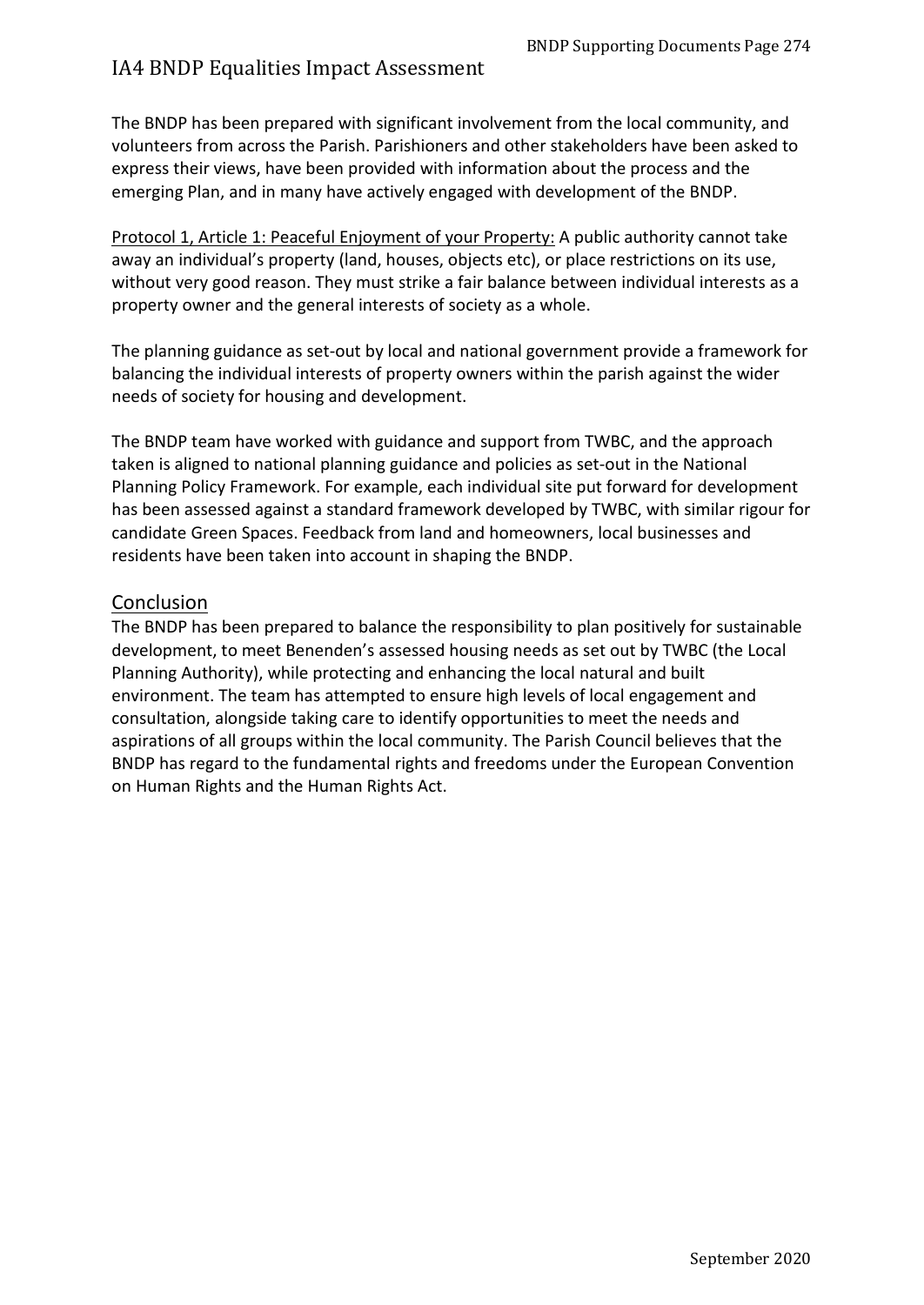The BNDP has been prepared with significant involvement from the local community, and volunteers from across the Parish. Parishioners and other stakeholders have been asked to express their views, have been provided with information about the process and the emerging Plan, and in many have actively engaged with development of the BNDP.

Protocol 1, Article 1: Peaceful Enjoyment of your Property: A public authority cannot take away an individual's property (land, houses, objects etc), or place restrictions on its use, without very good reason. They must strike a fair balance between individual interests as a property owner and the general interests of society as a whole.

The planning guidance as set-out by local and national government provide a framework for balancing the individual interests of property owners within the parish against the wider needs of society for housing and development.

The BNDP team have worked with guidance and support from TWBC, and the approach taken is aligned to national planning guidance and policies as set-out in the National Planning Policy Framework. For example, each individual site put forward for development has been assessed against a standard framework developed by TWBC, with similar rigour for candidate Green Spaces. Feedback from land and homeowners, local businesses and residents have been taken into account in shaping the BNDP.

## Conclusion

The BNDP has been prepared to balance the responsibility to plan positively for sustainable development, to meet Benenden's assessed housing needs as set out by TWBC (the Local Planning Authority), while protecting and enhancing the local natural and built environment. The team has attempted to ensure high levels of local engagement and consultation, alongside taking care to identify opportunities to meet the needs and aspirations of all groups within the local community. The Parish Council believes that the BNDP has regard to the fundamental rights and freedoms under the European Convention on Human Rights and the Human Rights Act.